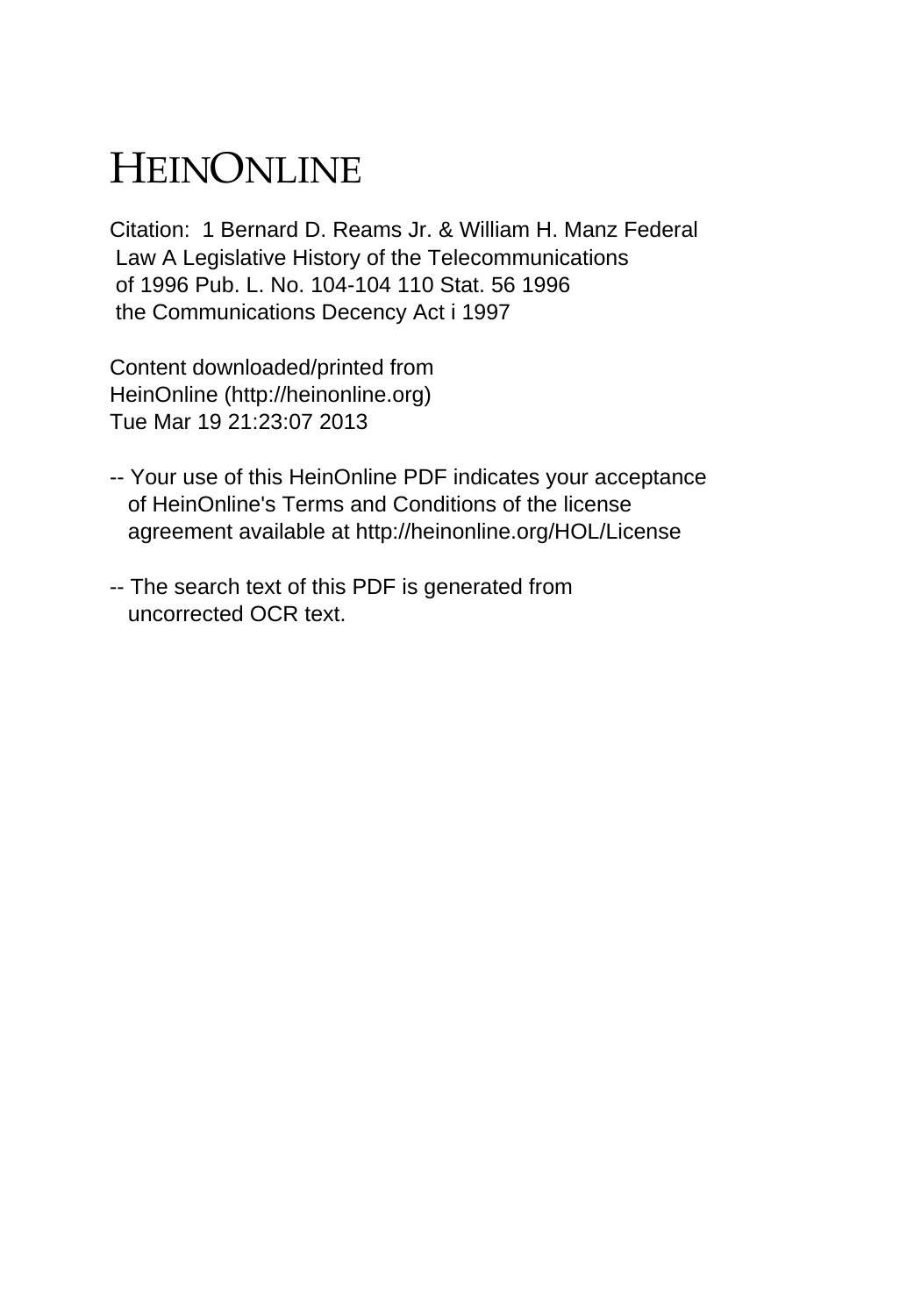# HEINONLINE

Citation: 1 Bernard D. Reams Jr. & William H. Manz Federal Law A Legislative History of the Telecommunications of 1996 Pub. L. No. 104-104 110 Stat. 56 1996 the Communications Decency Act i 1997

Content downloaded/printed from HeinOnline (http://heinonline.org) Tue Mar 19 21:23:07 2013

-- Your use of this HeinOnline PDF indicates your acceptance of HeinOnline's Terms and Conditions of the license agreement available at http://heinonline.org/HOL/License

-- The search text of this PDF is generated from uncorrected OCR text.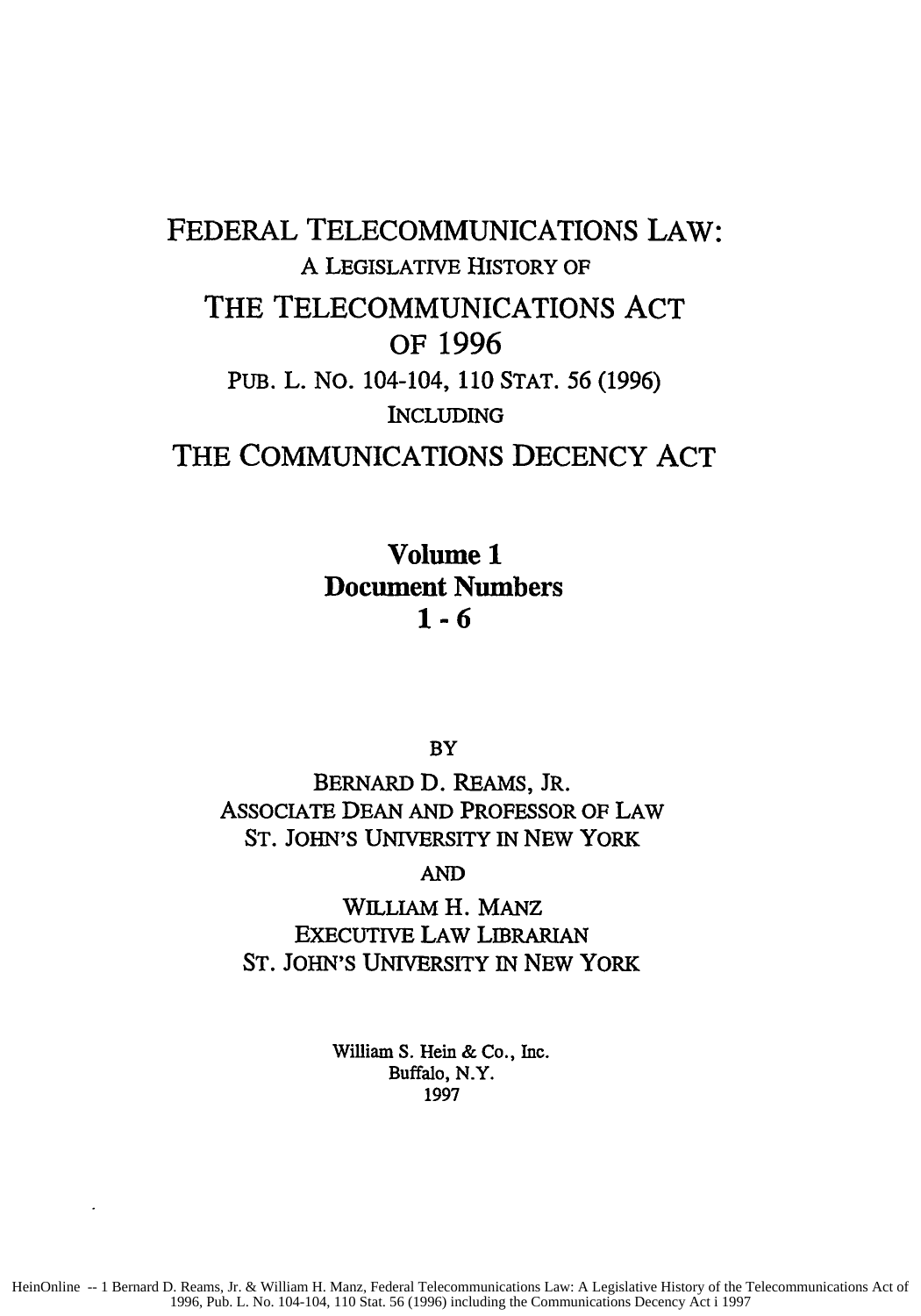# FEDERAL TELECOMMUNICATIONS LAW:

A LEGISLATIVE HISTORY OF

# THE TELECOMMUNICATIONS ACT OF 1996

PUB. L. NO. 104-104, 110 STAT. 56 (1996)

INCLUDING

# THE COMMUNICATIONS DECENCY ACT

**Volume 1**
**Document Numbers**
**1 - 6**

BY

BERNARD D. REAMS, JR.
ASSOCIATE DEAN AND PROFESSOR OF LAW
ST. JOHN'S UNIVERSITY IN NEW YORK

AND

WILLIAM H. MANZ
EXECUTIVE LAW LIBRARIAN
ST. JOHN'S UNIVERSITY IN NEW YORK

William S. Hein & Co., Inc.
Buffalo, N.Y.
1997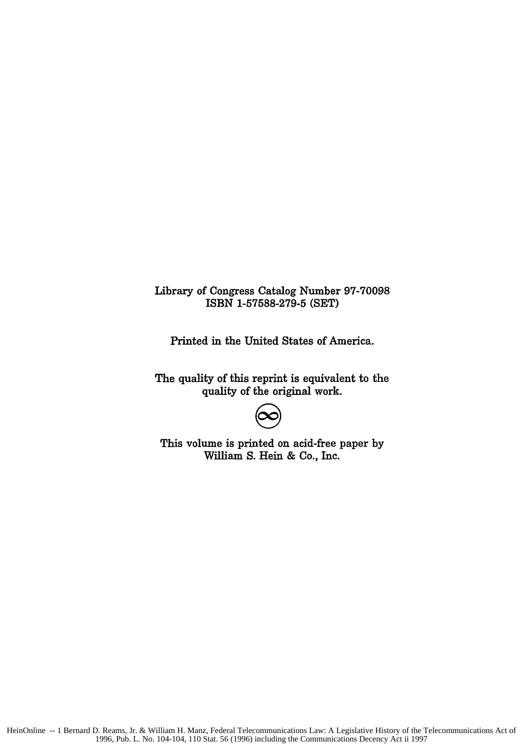Library of Congress Catalog Number 97-70098
ISBN 1-57588-279-5 (SET)

Printed in the United States of America.

The quality of this reprint is equivalent to the quality of the original work.

This volume is printed on acid-free paper by William S. Hein & Co., Inc.